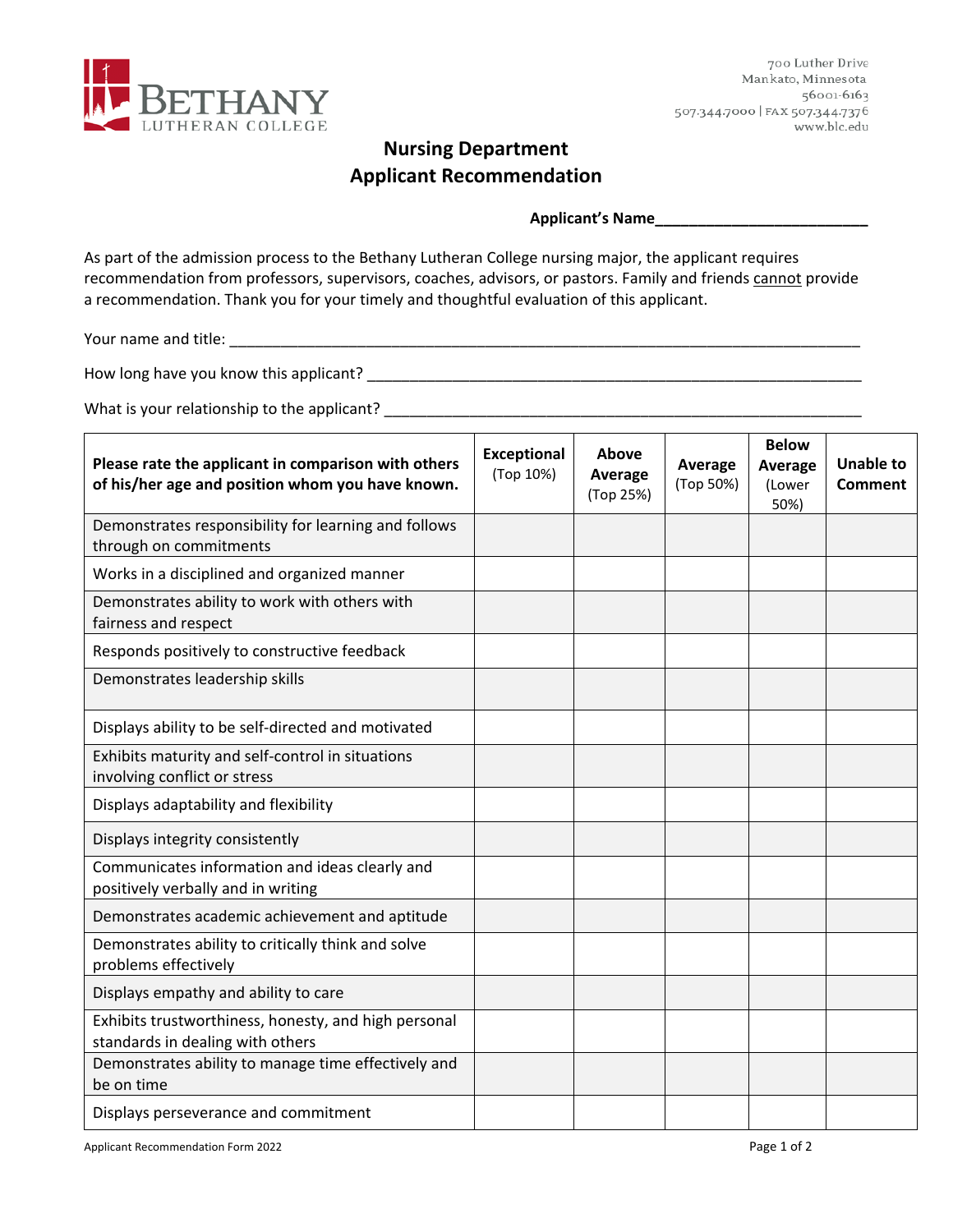BETHANY LUTHERAN COLLEGE

700 Luther Drive
Mankato, Minnesota
56001-6163
507.344.7000 | FAX 507.344.7376
www.blc.edu

# Nursing Department
# Applicant Recommendation

**Applicant's Name**________________________

As part of the admission process to the Bethany Lutheran College nursing major, the applicant requires recommendation from professors, supervisors, coaches, advisors, or pastors. Family and friends cannot provide a recommendation. Thank you for your timely and thoughtful evaluation of this applicant.

Your name and title: ___________________________________________________________________________

How long have you know this applicant? ___________________________________________________________

What is your relationship to the applicant? ________________________________________________________

| **Please rate the applicant in comparison with others of his/her age and position whom you have known.** | **Exceptional** (Top 10%) | **Above Average** (Top 25%) | **Average** (Top 50%) | **Below Average** (Lower 50%) | **Unable to Comment** |
|---|---|---|---|---|---|
| Demonstrates responsibility for learning and follows through on commitments | | | | | |
| Works in a disciplined and organized manner | | | | | |
| Demonstrates ability to work with others with fairness and respect | | | | | |
| Responds positively to constructive feedback | | | | | |
| Demonstrates leadership skills | | | | | |
| Displays ability to be self-directed and motivated | | | | | |
| Exhibits maturity and self-control in situations involving conflict or stress | | | | | |
| Displays adaptability and flexibility | | | | | |
| Displays integrity consistently | | | | | |
| Communicates information and ideas clearly and positively verbally and in writing | | | | | |
| Demonstrates academic achievement and aptitude | | | | | |
| Demonstrates ability to critically think and solve problems effectively | | | | | |
| Displays empathy and ability to care | | | | | |
| Exhibits trustworthiness, honesty, and high personal standards in dealing with others | | | | | |
| Demonstrates ability to manage time effectively and be on time | | | | | |
| Displays perseverance and commitment | | | | | |

Applicant Recommendation Form 2022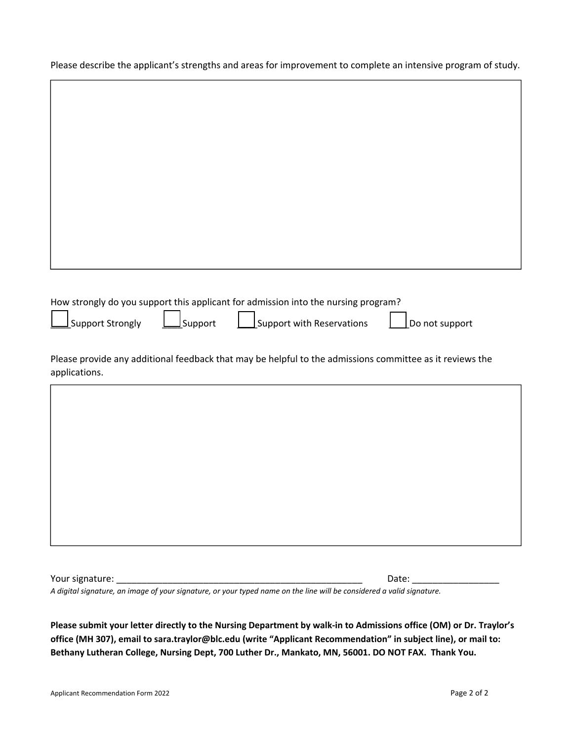Please describe the applicant's strengths and areas for improvement to complete an intensive program of study.

How strongly do you support this applicant for admission into the nursing program?

☐ Support Strongly ☐ Support ☐ Support with Reservations ☐ Do not support

Please provide any additional feedback that may be helpful to the admissions committee as it reviews the applications.

Your signature: _________________________________________________ Date: _________________

*A digital signature, an image of your signature, or your typed name on the line will be considered a valid signature.*

**Please submit your letter directly to the Nursing Department by walk-in to Admissions office (OM) or Dr. Traylor's office (MH 307), email to sara.traylor@blc.edu (write "Applicant Recommendation" in subject line), or mail to: Bethany Lutheran College, Nursing Dept, 700 Luther Dr., Mankato, MN, 56001. DO NOT FAX. Thank You.**

Applicant Recommendation Form 2022